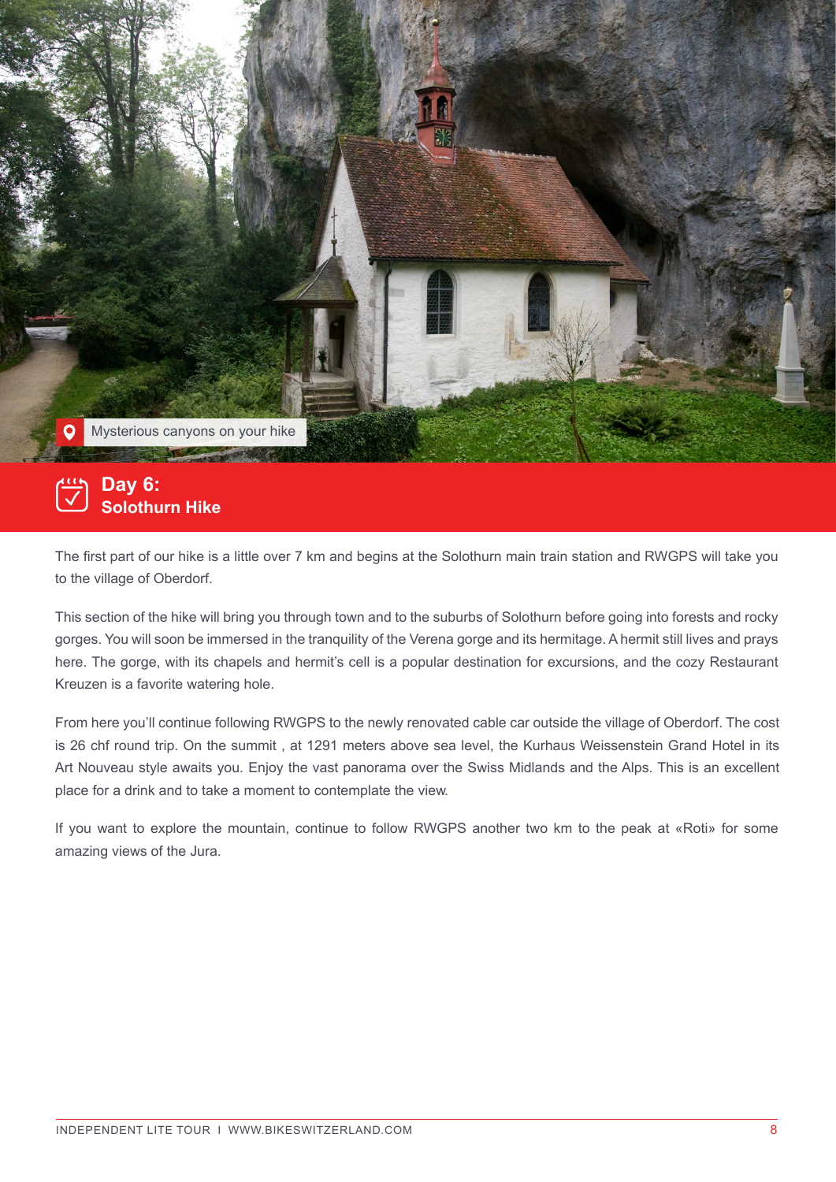Mysterious canyons on your hike

## Day 6: Solothurn Hike

The first part of our hike is a little over 7 km and begins at the Solothurn main train station and RWGPS will take you to the village of Oberdorf.

This section of the hike will bring you through town and to the suburbs of Solothurn before going into forests and rocky gorges. You will soon be immersed in the tranquility of the Verena gorge and its hermitage. A hermit still lives and prays here. The gorge, with its chapels and hermit's cell is a popular destination for excursions, and the cozy Restaurant Kreuzen is a favorite watering hole.

From here you'll continue following RWGPS to the newly renovated cable car outside the village of Oberdorf. The cost is 26 chf round trip. On the summit , at 1291 meters above sea level, the Kurhaus Weissenstein Grand Hotel in its Art Nouveau style awaits you. Enjoy the vast panorama over the Swiss Midlands and the Alps. This is an excellent place for a drink and to take a moment to contemplate the view.

If you want to explore the mountain, continue to follow RWGPS another two km to the peak at «Roti» for some amazing views of the Jura.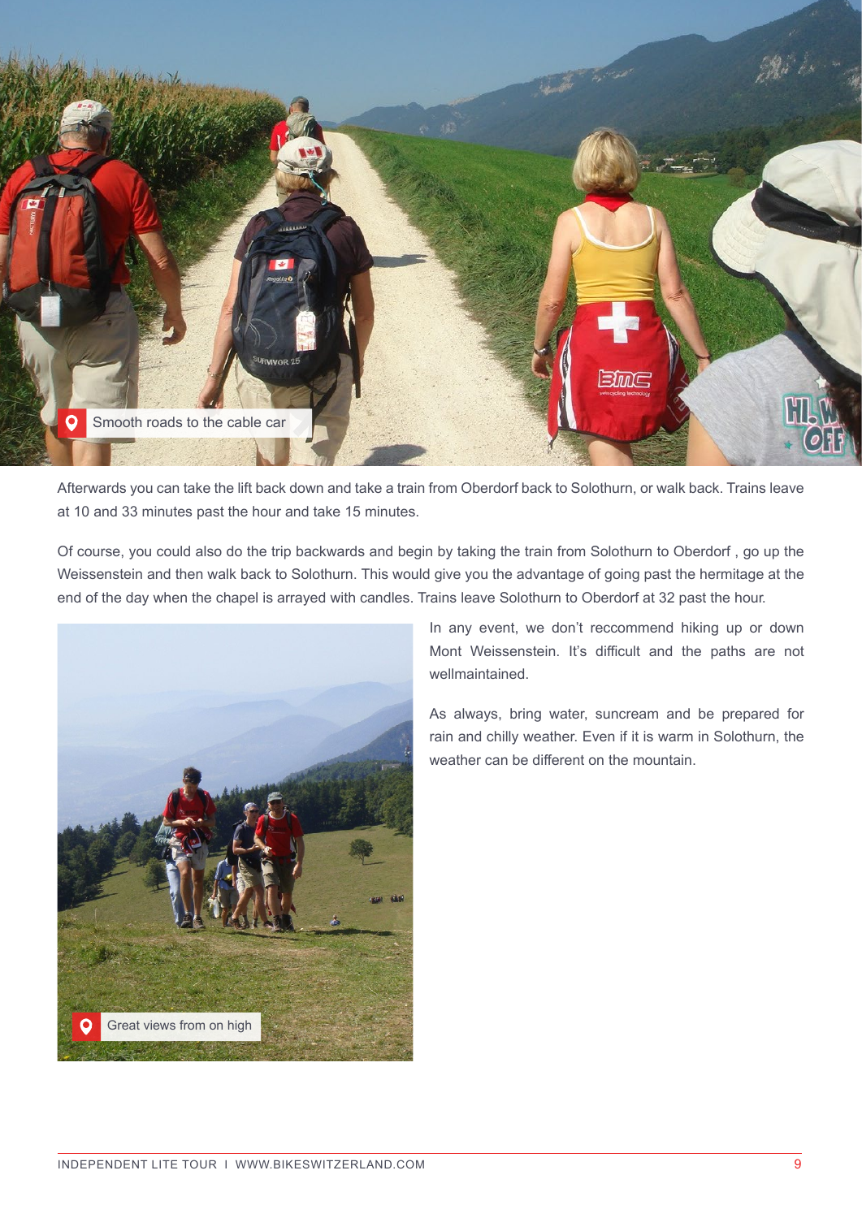Smooth roads to the cable car

Afterwards you can take the lift back down and take a train from Oberdorf back to Solothurn, or walk back. Trains leave at 10 and 33 minutes past the hour and take 15 minutes.

Of course, you could also do the trip backwards and begin by taking the train from Solothurn to Oberdorf , go up the Weissenstein and then walk back to Solothurn. This would give you the advantage of going past the hermitage at the end of the day when the chapel is arrayed with candles. Trains leave Solothurn to Oberdorf at 32 past the hour.

In any event, we don't reccommend hiking up or down Mont Weissenstein. It's difficult and the paths are not wellmaintained.

As always, bring water, suncream and be prepared for rain and chilly weather. Even if it is warm in Solothurn, the weather can be different on the mountain.

Great views from on high